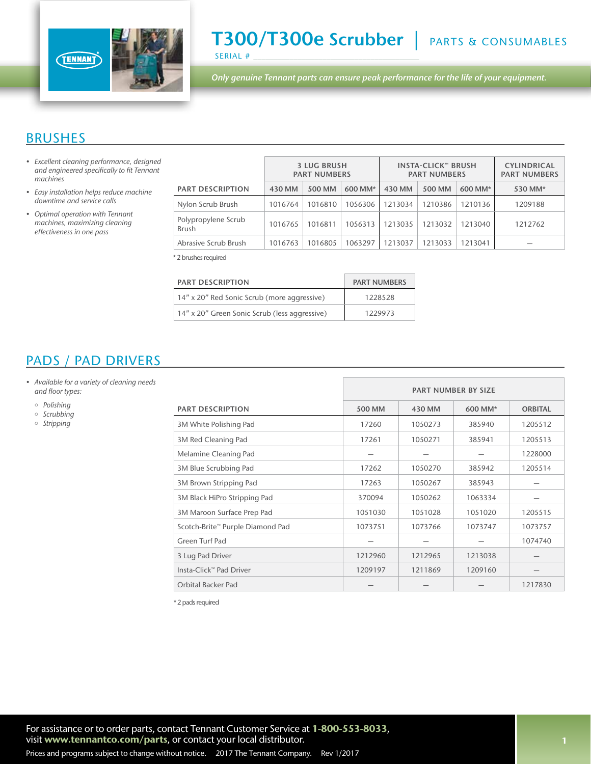# T300/T300e Scrubber | PARTS & CONSUMABLES

SERIAL #

*Only genuine Tennant parts can ensure peak performance for the life of your equipment.*

## BRUSHES

- *Excellent cleaning performance, designed and engineered specifically to fit Tennant machines*
- *Easy installation helps reduce machine downtime and service calls*
- *Optimal operation with Tennant machines, maximizing cleaning effectiveness in one pass*

| PART DESCRIPTION | 3 LUG BRUSH PART NUMBERS | | | INSTA-CLICK™ BRUSH PART NUMBERS | | | CYLINDRICAL PART NUMBERS |
|---|---|---|---|---|---|---|---|
| | 430 MM | 500 MM | 600 MM* | 430 MM | 500 MM | 600 MM* | 530 MM* |
| Nylon Scrub Brush | 1016764 | 1016810 | 1056306 | 1213034 | 1210386 | 1210136 | 1209188 |
| Polypropylene Scrub Brush | 1016765 | 1016811 | 1056313 | 1213035 | 1213032 | 1213040 | 1212762 |
| Abrasive Scrub Brush | 1016763 | 1016805 | 1063297 | 1213037 | 1213033 | 1213041 | — |

* 2 brushes required

| PART DESCRIPTION | PART NUMBERS |
|---|---|
| 14" x 20" Red Sonic Scrub (more aggressive) | 1228528 |
| 14" x 20" Green Sonic Scrub (less aggressive) | 1229973 |

## PADS / PAD DRIVERS

- *Available for a variety of cleaning needs and floor types:*
  - *Polishing*
  - *Scrubbing*
  - *Stripping*

| PART DESCRIPTION | PART NUMBER BY SIZE | | | |
|---|---|---|---|---|
| | 500 MM | 430 MM | 600 MM* | ORBITAL |
| 3M White Polishing Pad | 17260 | 1050273 | 385940 | 1205512 |
| 3M Red Cleaning Pad | 17261 | 1050271 | 385941 | 1205513 |
| Melamine Cleaning Pad | — | — | — | 1228000 |
| 3M Blue Scrubbing Pad | 17262 | 1050270 | 385942 | 1205514 |
| 3M Brown Stripping Pad | 17263 | 1050267 | 385943 | — |
| 3M Black HiPro Stripping Pad | 370094 | 1050262 | 1063334 | — |
| 3M Maroon Surface Prep Pad | 1051030 | 1051028 | 1051020 | 1205515 |
| Scotch-Brite™ Purple Diamond Pad | 1073751 | 1073766 | 1073747 | 1073757 |
| Green Turf Pad | — | — | — | 1074740 |
| 3 Lug Pad Driver | 1212960 | 1212965 | 1213038 | — |
| Insta-Click™ Pad Driver | 1209197 | 1211869 | 1209160 | — |
| Orbital Backer Pad | — | — | — | 1217830 |

* 2 pads required

For assistance or to order parts, contact Tennant Customer Service at **1-800-553-8033**, visit **www.tennantco.com/parts**, or contact your local distributor.

Prices and programs subject to change without notice. 2017 The Tennant Company. Rev 1/2017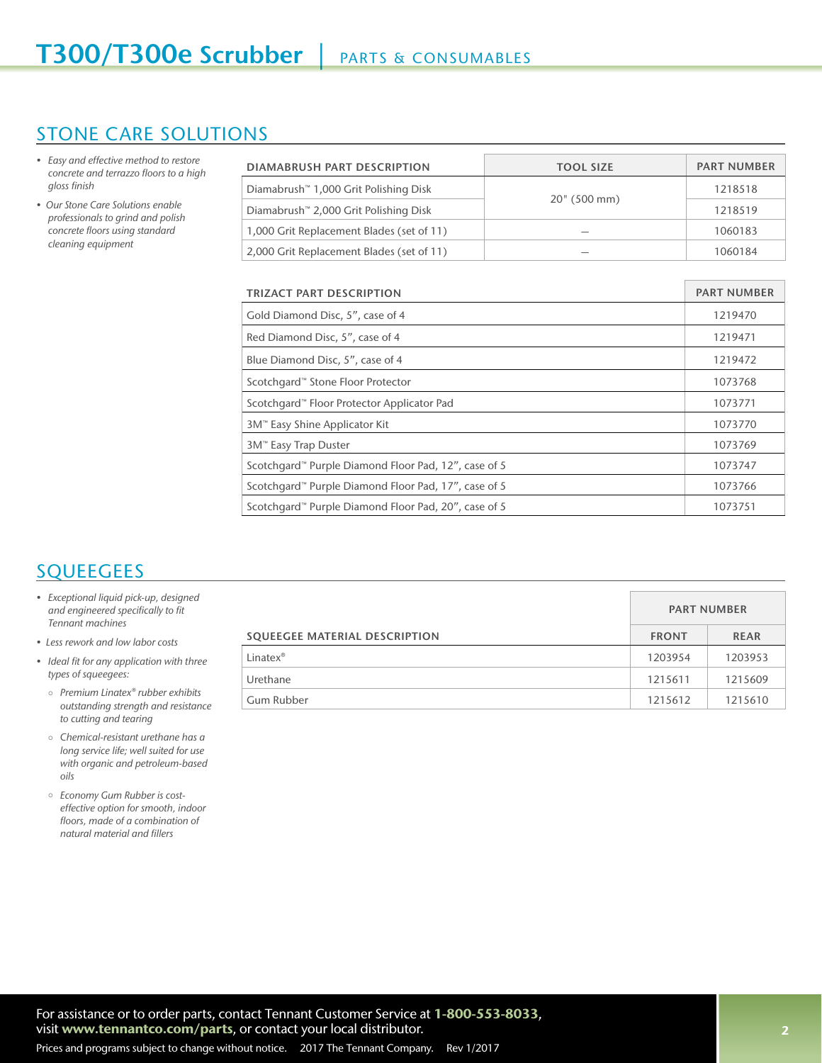# T300/T300e Scrubber | PARTS & CONSUMABLES

## STONE CARE SOLUTIONS

- *Easy and effective method to restore concrete and terrazzo floors to a high gloss finish*
- *Our Stone Care Solutions enable professionals to grind and polish concrete floors using standard cleaning equipment*

| DIAMABRUSH PART DESCRIPTION | TOOL SIZE | PART NUMBER |
|---|---|---|
| Diamabrush™ 1,000 Grit Polishing Disk | 20" (500 mm) | 1218518 |
| Diamabrush™ 2,000 Grit Polishing Disk | | 1218519 |
| 1,000 Grit Replacement Blades (set of 11) | — | 1060183 |
| 2,000 Grit Replacement Blades (set of 11) | — | 1060184 |

| TRIZACT PART DESCRIPTION | PART NUMBER |
|---|---|
| Gold Diamond Disc, 5", case of 4 | 1219470 |
| Red Diamond Disc, 5", case of 4 | 1219471 |
| Blue Diamond Disc, 5", case of 4 | 1219472 |
| Scotchgard™ Stone Floor Protector | 1073768 |
| Scotchgard™ Floor Protector Applicator Pad | 1073771 |
| 3M™ Easy Shine Applicator Kit | 1073770 |
| 3M™ Easy Trap Duster | 1073769 |
| Scotchgard™ Purple Diamond Floor Pad, 12", case of 5 | 1073747 |
| Scotchgard™ Purple Diamond Floor Pad, 17", case of 5 | 1073766 |
| Scotchgard™ Purple Diamond Floor Pad, 20", case of 5 | 1073751 |

## SQUEEGEES

- *Exceptional liquid pick-up, designed and engineered specifically to fit Tennant machines*
- *Less rework and low labor costs*
- *Ideal fit for any application with three types of squeegees:*
  - *Premium Linatex® rubber exhibits outstanding strength and resistance to cutting and tearing*
  - *Chemical-resistant urethane has a long service life; well suited for use with organic and petroleum-based oils*
  - *Economy Gum Rubber is cost-effective option for smooth, indoor floors, made of a combination of natural material and fillers*

| SQUEEGEE MATERIAL DESCRIPTION | PART NUMBER | |
|---|---|---|
| | FRONT | REAR |
| Linatex® | 1203954 | 1203953 |
| Urethane | 1215611 | 1215609 |
| Gum Rubber | 1215612 | 1215610 |

For assistance or to order parts, contact Tennant Customer Service at **1-800-553-8033**, visit **www.tennantco.com/parts**, or contact your local distributor.

Prices and programs subject to change without notice. 2017 The Tennant Company. Rev 1/2017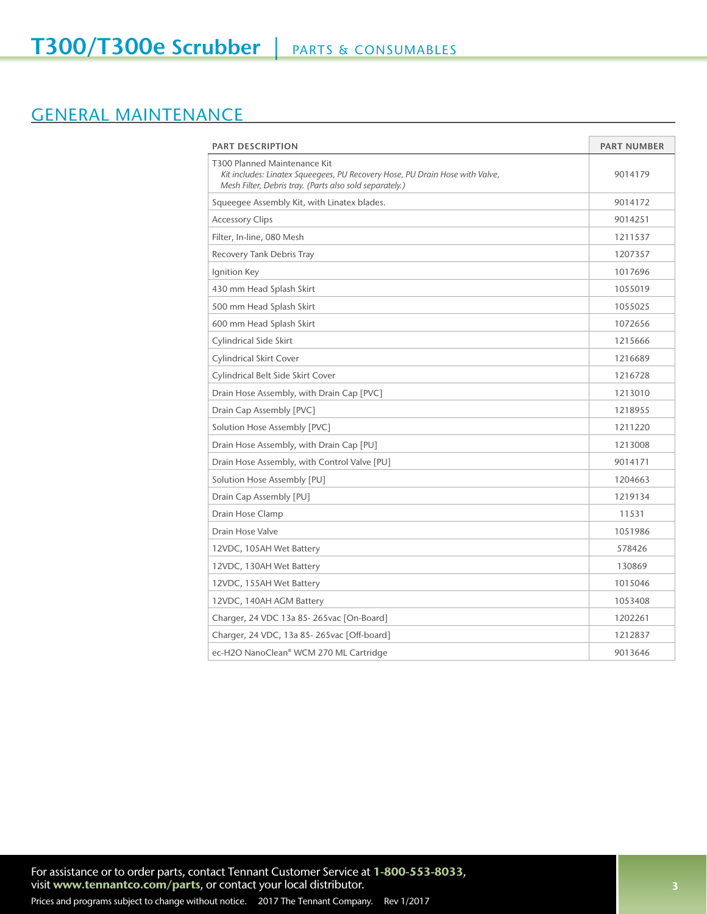## GENERAL MAINTENANCE

| PART DESCRIPTION | PART NUMBER |
|---|---|
| T300 Planned Maintenance Kit<br>*Kit includes: Linatex Squeegees, PU Recovery Hose, PU Drain Hose with Valve, Mesh Filter, Debris tray. (Parts also sold separately.)* | 9014179 |
| Squeegee Assembly Kit, with Linatex blades. | 9014172 |
| Accessory Clips | 9014251 |
| Filter, In-line, 080 Mesh | 1211537 |
| Recovery Tank Debris Tray | 1207357 |
| Ignition Key | 1017696 |
| 430 mm Head Splash Skirt | 1055019 |
| 500 mm Head Splash Skirt | 1055025 |
| 600 mm Head Splash Skirt | 1072656 |
| Cylindrical Side Skirt | 1215666 |
| Cylindrical Skirt Cover | 1216689 |
| Cylindrical Belt Side Skirt Cover | 1216728 |
| Drain Hose Assembly, with Drain Cap [PVC] | 1213010 |
| Drain Cap Assembly [PVC] | 1218955 |
| Solution Hose Assembly [PVC] | 1211220 |
| Drain Hose Assembly, with Drain Cap [PU] | 1213008 |
| Drain Hose Assembly, with Control Valve [PU] | 9014171 |
| Solution Hose Assembly [PU] | 1204663 |
| Drain Cap Assembly [PU] | 1219134 |
| Drain Hose Clamp | 11531 |
| Drain Hose Valve | 1051986 |
| 12VDC, 105AH Wet Battery | 578426 |
| 12VDC, 130AH Wet Battery | 130869 |
| 12VDC, 155AH Wet Battery | 1015046 |
| 12VDC, 140AH AGM Battery | 1053408 |
| Charger, 24 VDC 13a 85- 265vac [On-Board] | 1202261 |
| Charger, 24 VDC, 13a 85- 265vac [Off-board] | 1212837 |
| ec-H2O NanoClean® WCM 270 ML Cartridge | 9013646 |

For assistance or to order parts, contact Tennant Customer Service at **1-800-553-8033**, visit **www.tennantco.com/parts**, or contact your local distributor.

Prices and programs subject to change without notice. 2017 The Tennant Company. Rev 1/2017